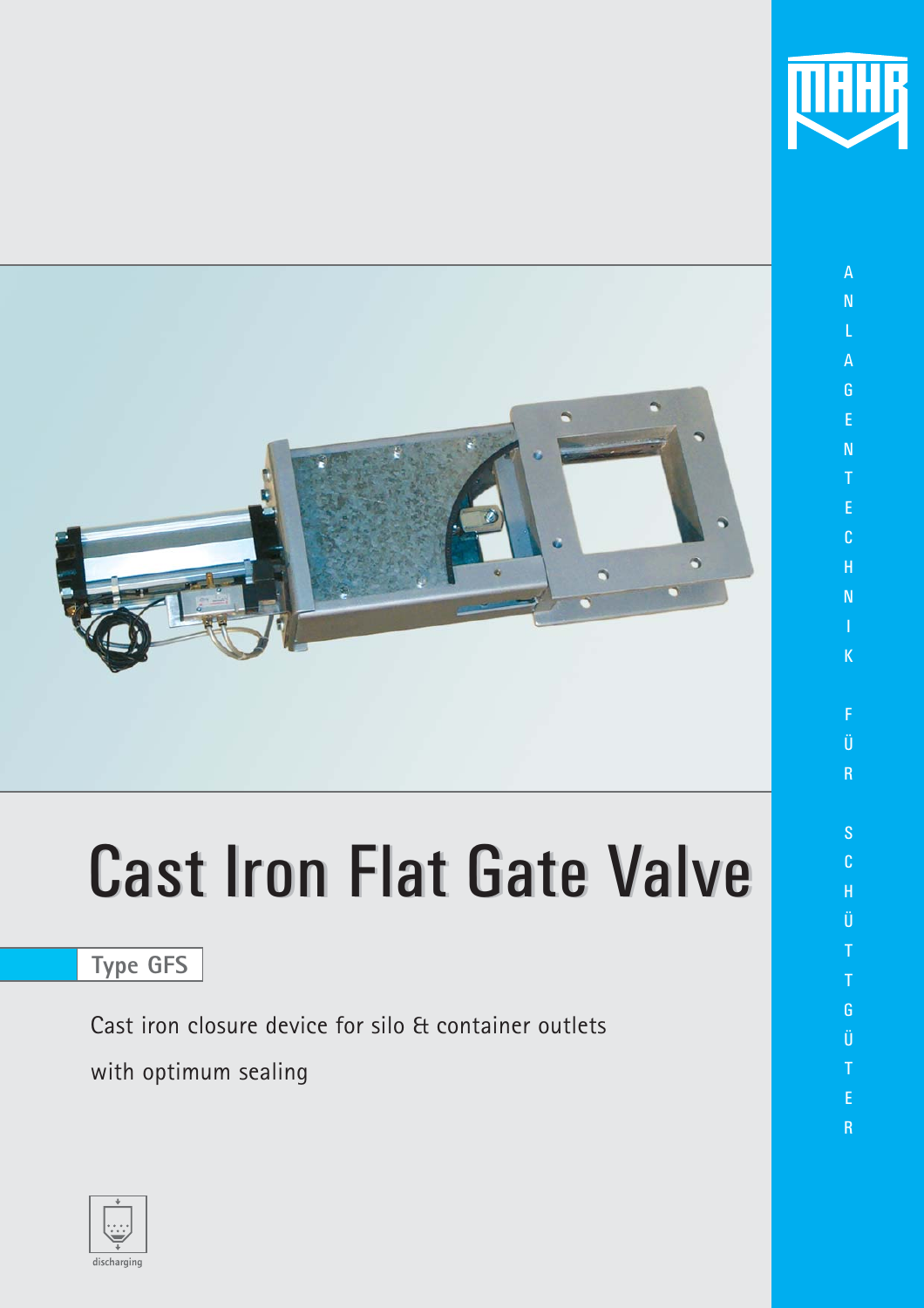# Cast Iron Flat Gate Valve

## Type GFS

Cast iron closure device for silo & container outlets

with optimum sealing

ANLAGENTECHNIK FÜR SCHÜTTGÜTER

discharging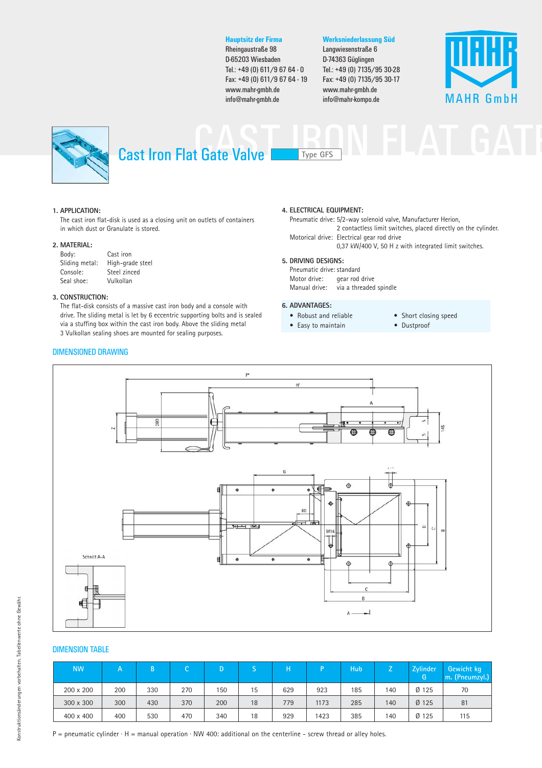**Hauptsitz der Firma**
Rheingaustraße 98
D-65203 Wiesbaden
Tel.: +49 (0) 611/9 67 64 - 0
Fax: +49 (0) 611/9 67 64 - 19
www.mahr-gmbh.de
info@mahr-gmbh.de

**Werksniederlassung Süd**
Langwiesenstraße 6
D-74363 Güglingen
Tel.: +49 (0) 7135/95 30-28
Fax: +49 (0) 7135/95 30-17
www.mahr-gmbh.de
info@mahr-kompo.de

MAHR GmbH

# Cast Iron Flat Gate Valve

Type GFS

### 1. APPLICATION:

The cast iron flat-disk is used as a closing unit on outlets of containers in which dust or Granulate is stored.

### 2. MATERIAL:

Body: Cast iron
Sliding metal: High-grade steel
Console: Steel zinced
Seal shoe: Vulkollan

### 3. CONSTRUCTION:

The flat-disk consists of a massive cast iron body and a console with drive. The sliding metal is let by 6 eccentric supporting bolts and is sealed via a stuffing box within the cast iron body. Above the sliding metal 3 Vulkollan sealing shoes are mounted for sealing purposes.

### 4. ELECTRICAL EQUIPMENT:

Pneumatic drive: 5/2-way solenoid valve, Manufacturer Herion, 2 contactless limit switches, placed directly on the cylinder.
Motorical drive: Electrical gear rod drive 0,37 kW/400 V, 50 H z with integrated limit switches.

### 5. DRIVING DESIGNS:

Pneumatic drive: standard
Motor drive: gear rod drive
Manual drive: via a threaded spindle

### 6. ADVANTAGES:

- Robust and reliable
- Easy to maintain
- Short closing speed
- Dustproof

## DIMENSIONED DRAWING

P*
H*
A
Z
280
S
S
145
G
80
M16
D
C
B
Schnitt A-A
C
B
A

## DIMENSION TABLE

| NW | A | B | C | D | S | H | P | Hub | Z | Zylinder G | Gewicht kg m. (Pneumzyl.) |
|---|---|---|---|---|---|---|---|---|---|---|---|
| 200 x 200 | 200 | 330 | 270 | 150 | 15 | 629 | 923 | 185 | 140 | Ø 125 | 70 |
| 300 x 300 | 300 | 430 | 370 | 200 | 18 | 779 | 1173 | 285 | 140 | Ø 125 | 81 |
| 400 x 400 | 400 | 530 | 470 | 340 | 18 | 929 | 1423 | 385 | 140 | Ø 125 | 115 |

P = pneumatic cylinder · H = manual operation · NW 400: additional on the centerline - screw thread or alley holes.

Konstruktionsänderungen vorbehalten. Tabellenwerte ohne Gewähr.